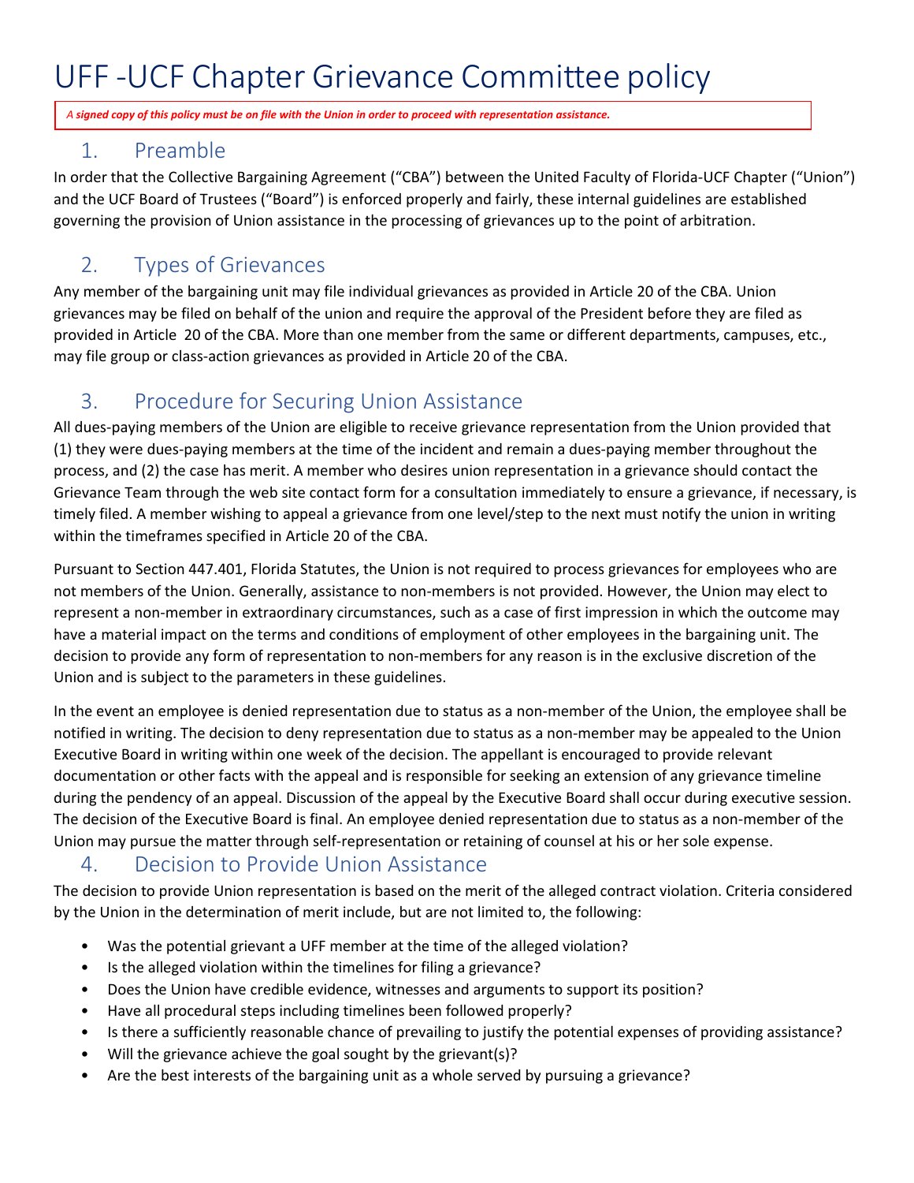# UFF -UCF Chapter Grievance Committee policy

*A **signed copy of this policy must be on file with the Union in order to proceed with representation assistance.***

## 1. Preamble

In order that the Collective Bargaining Agreement ("CBA") between the United Faculty of Florida-UCF Chapter ("Union") and the UCF Board of Trustees ("Board") is enforced properly and fairly, these internal guidelines are established governing the provision of Union assistance in the processing of grievances up to the point of arbitration.

## 2. Types of Grievances

Any member of the bargaining unit may file individual grievances as provided in Article 20 of the CBA. Union grievances may be filed on behalf of the union and require the approval of the President before they are filed as provided in Article 20 of the CBA. More than one member from the same or different departments, campuses, etc., may file group or class-action grievances as provided in Article 20 of the CBA.

## 3. Procedure for Securing Union Assistance

All dues-paying members of the Union are eligible to receive grievance representation from the Union provided that (1) they were dues-paying members at the time of the incident and remain a dues-paying member throughout the process, and (2) the case has merit. A member who desires union representation in a grievance should contact the Grievance Team through the web site contact form for a consultation immediately to ensure a grievance, if necessary, is timely filed. A member wishing to appeal a grievance from one level/step to the next must notify the union in writing within the timeframes specified in Article 20 of the CBA.

Pursuant to Section 447.401, Florida Statutes, the Union is not required to process grievances for employees who are not members of the Union. Generally, assistance to non-members is not provided. However, the Union may elect to represent a non-member in extraordinary circumstances, such as a case of first impression in which the outcome may have a material impact on the terms and conditions of employment of other employees in the bargaining unit. The decision to provide any form of representation to non-members for any reason is in the exclusive discretion of the Union and is subject to the parameters in these guidelines.

In the event an employee is denied representation due to status as a non-member of the Union, the employee shall be notified in writing. The decision to deny representation due to status as a non-member may be appealed to the Union Executive Board in writing within one week of the decision. The appellant is encouraged to provide relevant documentation or other facts with the appeal and is responsible for seeking an extension of any grievance timeline during the pendency of an appeal. Discussion of the appeal by the Executive Board shall occur during executive session. The decision of the Executive Board is final. An employee denied representation due to status as a non-member of the Union may pursue the matter through self-representation or retaining of counsel at his or her sole expense.

## 4. Decision to Provide Union Assistance

The decision to provide Union representation is based on the merit of the alleged contract violation. Criteria considered by the Union in the determination of merit include, but are not limited to, the following:

- Was the potential grievant a UFF member at the time of the alleged violation?
- Is the alleged violation within the timelines for filing a grievance?
- Does the Union have credible evidence, witnesses and arguments to support its position?
- Have all procedural steps including timelines been followed properly?
- Is there a sufficiently reasonable chance of prevailing to justify the potential expenses of providing assistance?
- Will the grievance achieve the goal sought by the grievant(s)?
- Are the best interests of the bargaining unit as a whole served by pursuing a grievance?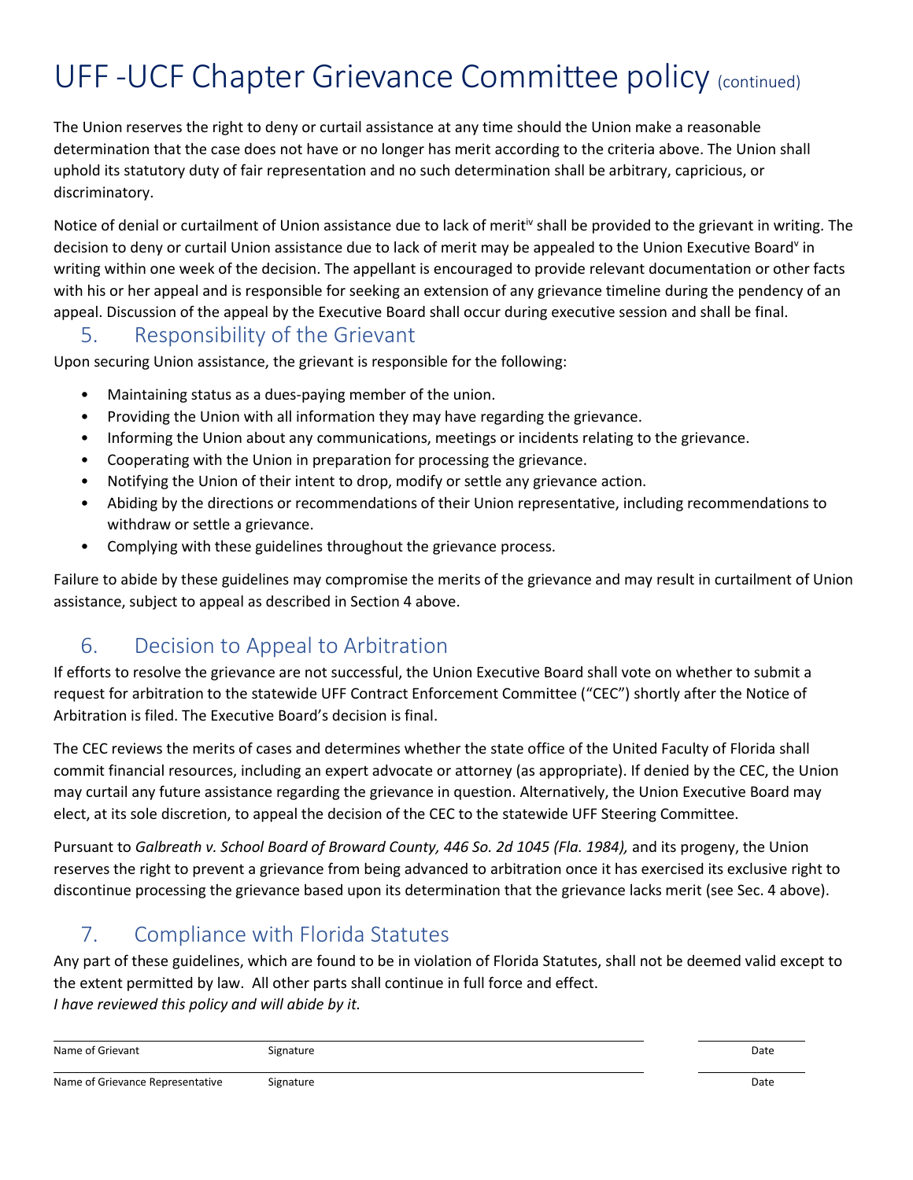# UFF -UCF Chapter Grievance Committee policy (continued)

The Union reserves the right to deny or curtail assistance at any time should the Union make a reasonable determination that the case does not have or no longer has merit according to the criteria above. The Union shall uphold its statutory duty of fair representation and no such determination shall be arbitrary, capricious, or discriminatory.

Notice of denial or curtailment of Union assistance due to lack of merit[iv] shall be provided to the grievant in writing. The decision to deny or curtail Union assistance due to lack of merit may be appealed to the Union Executive Board[v] in writing within one week of the decision. The appellant is encouraged to provide relevant documentation or other facts with his or her appeal and is responsible for seeking an extension of any grievance timeline during the pendency of an appeal. Discussion of the appeal by the Executive Board shall occur during executive session and shall be final.

## 5. Responsibility of the Grievant

Upon securing Union assistance, the grievant is responsible for the following:

- Maintaining status as a dues-paying member of the union.
- Providing the Union with all information they may have regarding the grievance.
- Informing the Union about any communications, meetings or incidents relating to the grievance.
- Cooperating with the Union in preparation for processing the grievance.
- Notifying the Union of their intent to drop, modify or settle any grievance action.
- Abiding by the directions or recommendations of their Union representative, including recommendations to withdraw or settle a grievance.
- Complying with these guidelines throughout the grievance process.

Failure to abide by these guidelines may compromise the merits of the grievance and may result in curtailment of Union assistance, subject to appeal as described in Section 4 above.

## 6. Decision to Appeal to Arbitration

If efforts to resolve the grievance are not successful, the Union Executive Board shall vote on whether to submit a request for arbitration to the statewide UFF Contract Enforcement Committee ("CEC") shortly after the Notice of Arbitration is filed. The Executive Board's decision is final.

The CEC reviews the merits of cases and determines whether the state office of the United Faculty of Florida shall commit financial resources, including an expert advocate or attorney (as appropriate). If denied by the CEC, the Union may curtail any future assistance regarding the grievance in question. Alternatively, the Union Executive Board may elect, at its sole discretion, to appeal the decision of the CEC to the statewide UFF Steering Committee.

Pursuant to *Galbreath v. School Board of Broward County, 446 So. 2d 1045 (Fla. 1984),* and its progeny, the Union reserves the right to prevent a grievance from being advanced to arbitration once it has exercised its exclusive right to discontinue processing the grievance based upon its determination that the grievance lacks merit (see Sec. 4 above).

## 7. Compliance with Florida Statutes

Any part of these guidelines, which are found to be in violation of Florida Statutes, shall not be deemed valid except to the extent permitted by law. All other parts shall continue in full force and effect.

*I have reviewed this policy and will abide by it.*

Name of Grievant Signature ______________________________ Date __________

Name of Grievance Representative Signature ______________________________ Date __________